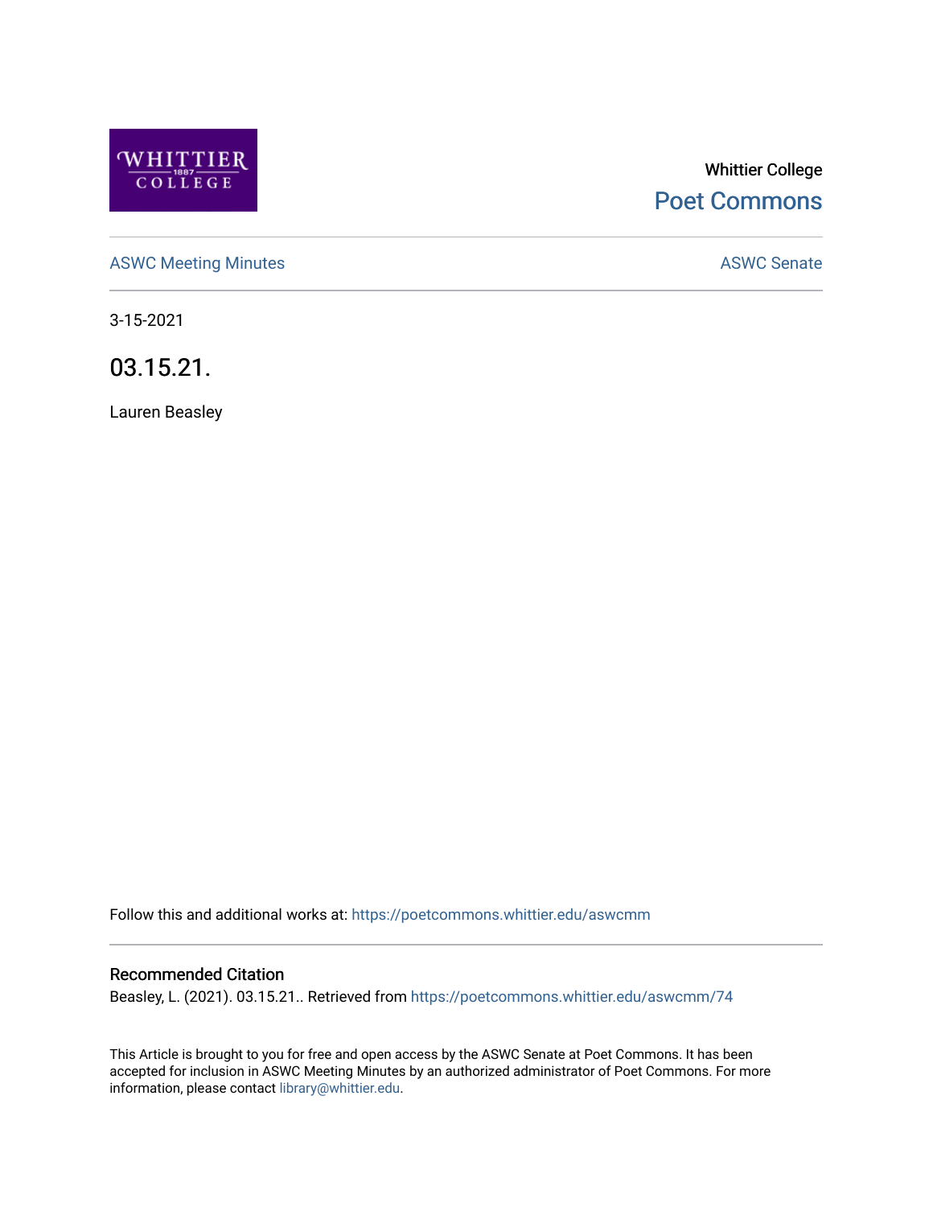Whittier College

Poet Commons

ASWC Meeting Minutes

ASWC Senate

3-15-2021

# 03.15.21.

Lauren Beasley

Follow this and additional works at: https://poetcommons.whittier.edu/aswcmm

## Recommended Citation

Beasley, L. (2021). 03.15.21.. Retrieved from https://poetcommons.whittier.edu/aswcmm/74

This Article is brought to you for free and open access by the ASWC Senate at Poet Commons. It has been accepted for inclusion in ASWC Meeting Minutes by an authorized administrator of Poet Commons. For more information, please contact library@whittier.edu.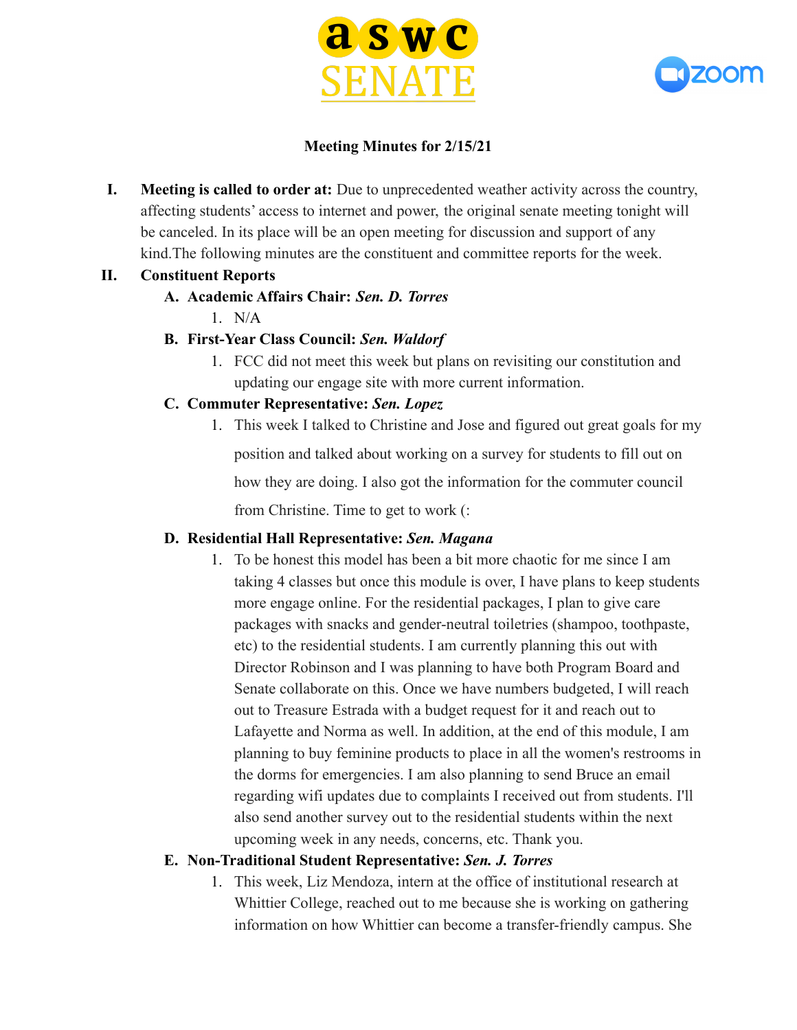**aswc SENATE**

**Meeting Minutes for 2/15/21**

I. **Meeting is called to order at:** Due to unprecedented weather activity across the country, affecting students' access to internet and power, the original senate meeting tonight will be canceled. In its place will be an open meeting for discussion and support of any kind.The following minutes are the constituent and committee reports for the week.

II. **Constituent Reports**

A. **Academic Affairs Chair:** ***Sen. D. Torres***

1. N/A

B. **First-Year Class Council:** ***Sen. Waldorf***

1. FCC did not meet this week but plans on revisiting our constitution and updating our engage site with more current information.

C. **Commuter Representative:** ***Sen. Lopez***

1. This week I talked to Christine and Jose and figured out great goals for my position and talked about working on a survey for students to fill out on how they are doing. I also got the information for the commuter council from Christine. Time to get to work (:

D. **Residential Hall Representative:** ***Sen. Magana***

1. To be honest this model has been a bit more chaotic for me since I am taking 4 classes but once this module is over, I have plans to keep students more engage online. For the residential packages, I plan to give care packages with snacks and gender-neutral toiletries (shampoo, toothpaste, etc) to the residential students. I am currently planning this out with Director Robinson and I was planning to have both Program Board and Senate collaborate on this. Once we have numbers budgeted, I will reach out to Treasure Estrada with a budget request for it and reach out to Lafayette and Norma as well. In addition, at the end of this module, I am planning to buy feminine products to place in all the women's restrooms in the dorms for emergencies. I am also planning to send Bruce an email regarding wifi updates due to complaints I received out from students. I'll also send another survey out to the residential students within the next upcoming week in any needs, concerns, etc. Thank you.

E. **Non-Traditional Student Representative:** ***Sen. J. Torres***

1. This week, Liz Mendoza, intern at the office of institutional research at Whittier College, reached out to me because she is working on gathering information on how Whittier can become a transfer-friendly campus. She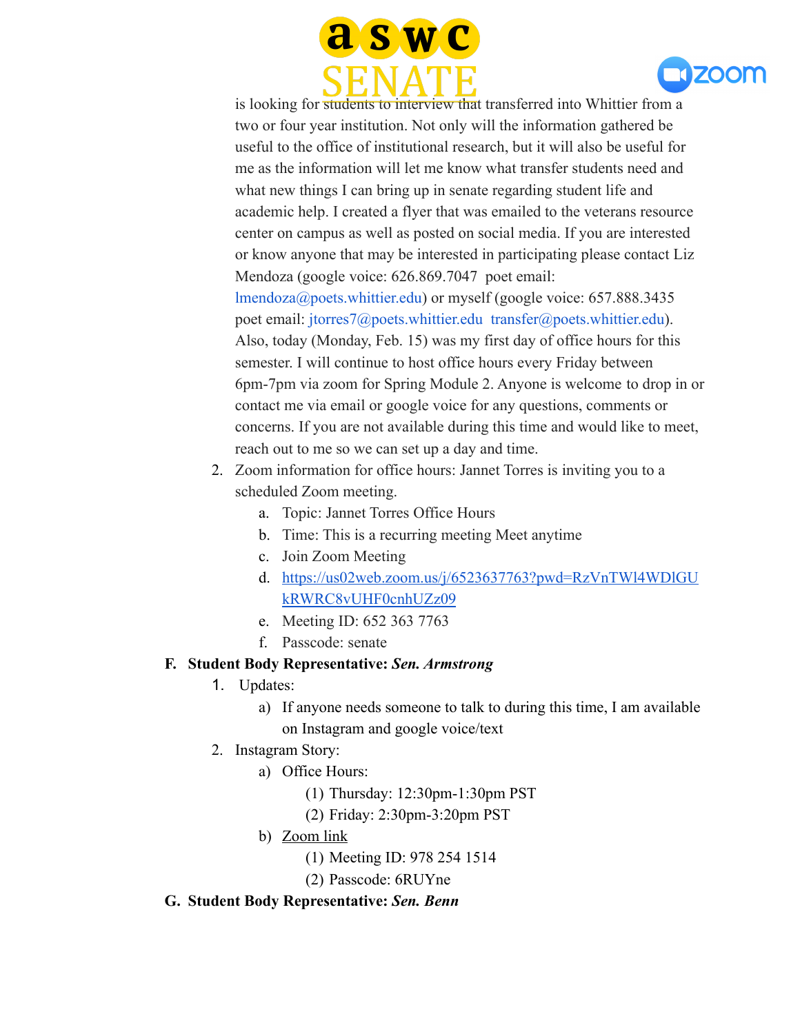is looking for students to interview that transferred into Whittier from a two or four year institution. Not only will the information gathered be useful to the office of institutional research, but it will also be useful for me as the information will let me know what transfer students need and what new things I can bring up in senate regarding student life and academic help. I created a flyer that was emailed to the veterans resource center on campus as well as posted on social media. If you are interested or know anyone that may be interested in participating please contact Liz Mendoza (google voice: 626.869.7047 poet email: lmendoza@poets.whittier.edu) or myself (google voice: 657.888.3435 poet email: jtorres7@poets.whittier.edu transfer@poets.whittier.edu). Also, today (Monday, Feb. 15) was my first day of office hours for this semester. I will continue to host office hours every Friday between 6pm-7pm via zoom for Spring Module 2. Anyone is welcome to drop in or contact me via email or google voice for any questions, comments or concerns. If you are not available during this time and would like to meet, reach out to me so we can set up a day and time.

2. Zoom information for office hours: Jannet Torres is inviting you to a scheduled Zoom meeting.
   a. Topic: Jannet Torres Office Hours
   b. Time: This is a recurring meeting Meet anytime
   c. Join Zoom Meeting
   d. https://us02web.zoom.us/j/6523637763?pwd=RzVnTWl4WDlGUkRWRC8vUHF0cnhUZz09
   e. Meeting ID: 652 363 7763
   f. Passcode: senate

**F. Student Body Representative: *Sen. Armstrong***

1. Updates:
   a) If anyone needs someone to talk to during this time, I am available on Instagram and google voice/text
2. Instagram Story:
   a) Office Hours:
      (1) Thursday: 12:30pm-1:30pm PST
      (2) Friday: 2:30pm-3:20pm PST
   b) Zoom link
      (1) Meeting ID: 978 254 1514
      (2) Passcode: 6RUYne

**G. Student Body Representative: *Sen. Benn***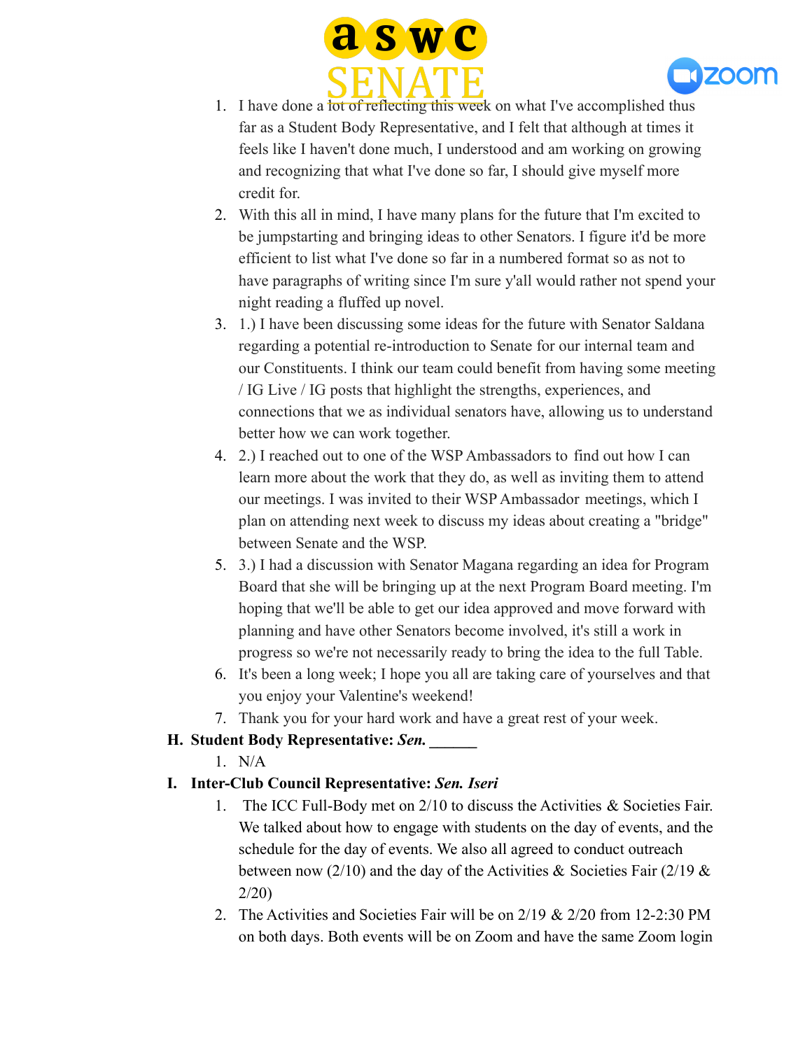1. I have done a lot of reflecting this week on what I've accomplished thus far as a Student Body Representative, and I felt that although at times it feels like I haven't done much, I understood and am working on growing and recognizing that what I've done so far, I should give myself more credit for.
2. With this all in mind, I have many plans for the future that I'm excited to be jumpstarting and bringing ideas to other Senators. I figure it'd be more efficient to list what I've done so far in a numbered format so as not to have paragraphs of writing since I'm sure y'all would rather not spend your night reading a fluffed up novel.
3. 1.) I have been discussing some ideas for the future with Senator Saldana regarding a potential re-introduction to Senate for our internal team and our Constituents. I think our team could benefit from having some meeting / IG Live / IG posts that highlight the strengths, experiences, and connections that we as individual senators have, allowing us to understand better how we can work together.
4. 2.) I reached out to one of the WSP Ambassadors to find out how I can learn more about the work that they do, as well as inviting them to attend our meetings. I was invited to their WSP Ambassador meetings, which I plan on attending next week to discuss my ideas about creating a "bridge" between Senate and the WSP.
5. 3.) I had a discussion with Senator Magana regarding an idea for Program Board that she will be bringing up at the next Program Board meeting. I'm hoping that we'll be able to get our idea approved and move forward with planning and have other Senators become involved, it's still a work in progress so we're not necessarily ready to bring the idea to the full Table.
6. It's been a long week; I hope you all are taking care of yourselves and that you enjoy your Valentine's weekend!
7. Thank you for your hard work and have a great rest of your week.

**H. Student Body Representative: *Sen.* ______**

1. N/A

**I. Inter-Club Council Representative: *Sen. Iseri***

1. The ICC Full-Body met on 2/10 to discuss the Activities & Societies Fair. We talked about how to engage with students on the day of events, and the schedule for the day of events. We also all agreed to conduct outreach between now (2/10) and the day of the Activities & Societies Fair (2/19 & 2/20)
2. The Activities and Societies Fair will be on 2/19 & 2/20 from 12-2:30 PM on both days. Both events will be on Zoom and have the same Zoom login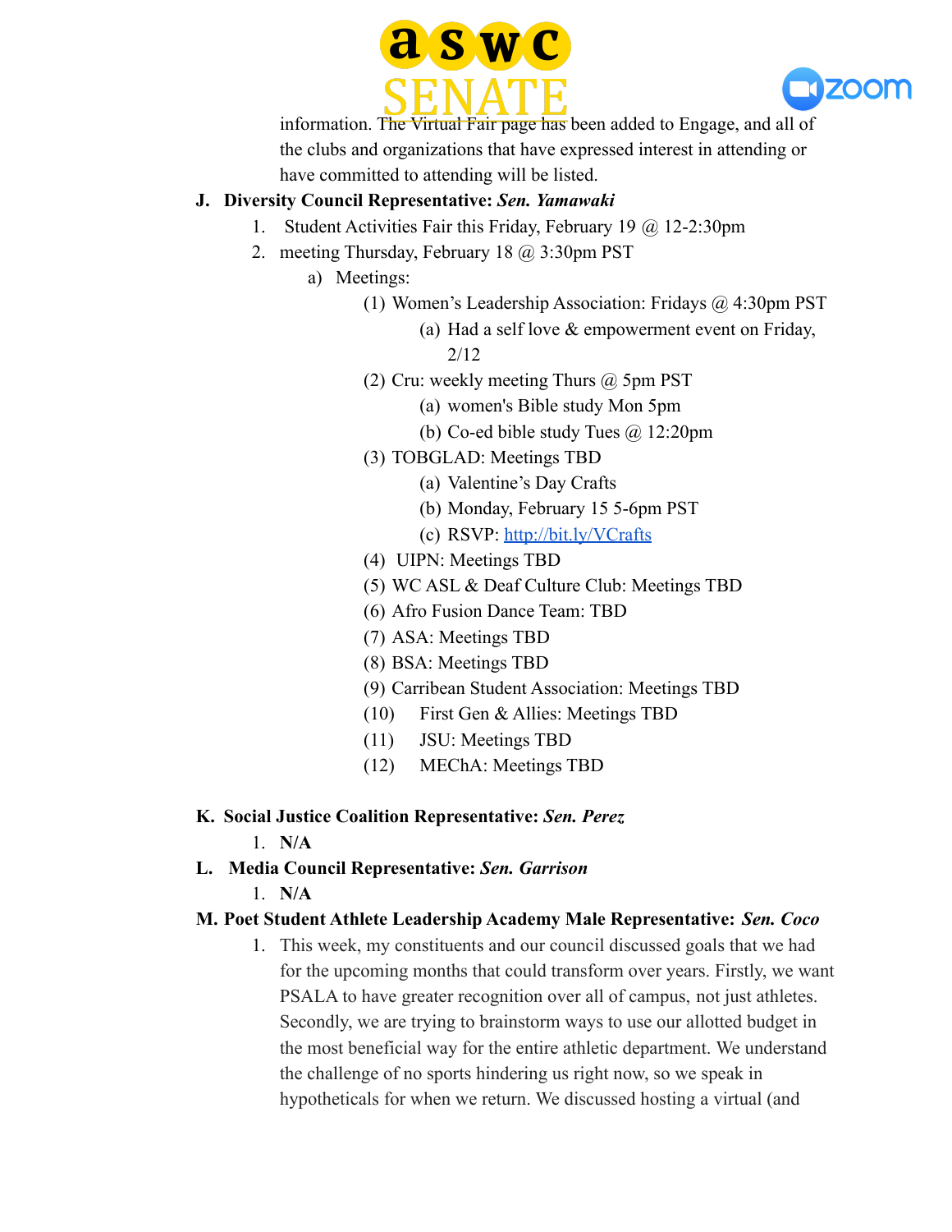information. The Virtual Fair page has been added to Engage, and all of the clubs and organizations that have expressed interest in attending or have committed to attending will be listed.

**J. Diversity Council Representative: *Sen. Yamawaki***

1. Student Activities Fair this Friday, February 19 @ 12-2:30pm
2. meeting Thursday, February 18 @ 3:30pm PST
   - a) Meetings:
     - (1) Women's Leadership Association: Fridays @ 4:30pm PST
       - (a) Had a self love & empowerment event on Friday, 2/12
     - (2) Cru: weekly meeting Thurs @ 5pm PST
       - (a) women's Bible study Mon 5pm
       - (b) Co-ed bible study Tues @ 12:20pm
     - (3) TOBGLAD: Meetings TBD
       - (a) Valentine's Day Crafts
       - (b) Monday, February 15 5-6pm PST
       - (c) RSVP: http://bit.ly/VCrafts
     - (4) UIPN: Meetings TBD
     - (5) WC ASL & Deaf Culture Club: Meetings TBD
     - (6) Afro Fusion Dance Team: TBD
     - (7) ASA: Meetings TBD
     - (8) BSA: Meetings TBD
     - (9) Carribean Student Association: Meetings TBD
     - (10) First Gen & Allies: Meetings TBD
     - (11) JSU: Meetings TBD
     - (12) MEChA: Meetings TBD

**K. Social Justice Coalition Representative: *Sen. Perez***

1. **N/A**

**L. Media Council Representative: *Sen. Garrison***

1. **N/A**

**M. Poet Student Athlete Leadership Academy Male Representative: *Sen. Coco***

1. This week, my constituents and our council discussed goals that we had for the upcoming months that could transform over years. Firstly, we want PSALA to have greater recognition over all of campus, not just athletes. Secondly, we are trying to brainstorm ways to use our allotted budget in the most beneficial way for the entire athletic department. We understand the challenge of no sports hindering us right now, so we speak in hypotheticals for when we return. We discussed hosting a virtual (and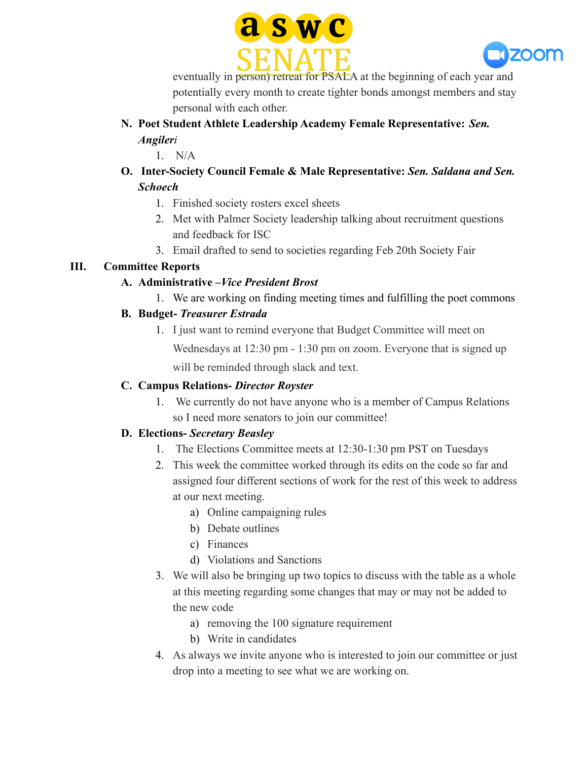eventually in person) retreat for PSALA at the beginning of each year and potentially every month to create tighter bonds amongst members and stay personal with each other.

N. **Poet Student Athlete Leadership Academy Female Representative:** ***Sen. Angileri***

1. N/A

O. **Inter-Society Council Female & Male Representative:** ***Sen. Saldana and Sen. Schoech***

1. Finished society rosters excel sheets
2. Met with Palmer Society leadership talking about recruitment questions and feedback for ISC
3. Email drafted to send to societies regarding Feb 20th Society Fair

## III. Committee Reports

A. **Administrative –*Vice President Brost***

1. We are working on finding meeting times and fulfilling the poet commons

B. **Budget- *Treasurer Estrada***

1. I just want to remind everyone that Budget Committee will meet on Wednesdays at 12:30 pm - 1:30 pm on zoom. Everyone that is signed up will be reminded through slack and text.

C. **Campus Relations- *Director Royster***

1. We currently do not have anyone who is a member of Campus Relations so I need more senators to join our committee!

D. **Elections- *Secretary Beasley***

1. The Elections Committee meets at 12:30-1:30 pm PST on Tuesdays
2. This week the committee worked through its edits on the code so far and assigned four different sections of work for the rest of this week to address at our next meeting.
   a) Online campaigning rules
   b) Debate outlines
   c) Finances
   d) Violations and Sanctions
3. We will also be bringing up two topics to discuss with the table as a whole at this meeting regarding some changes that may or may not be added to the new code
   a) removing the 100 signature requirement
   b) Write in candidates
4. As always we invite anyone who is interested to join our committee or just drop into a meeting to see what we are working on.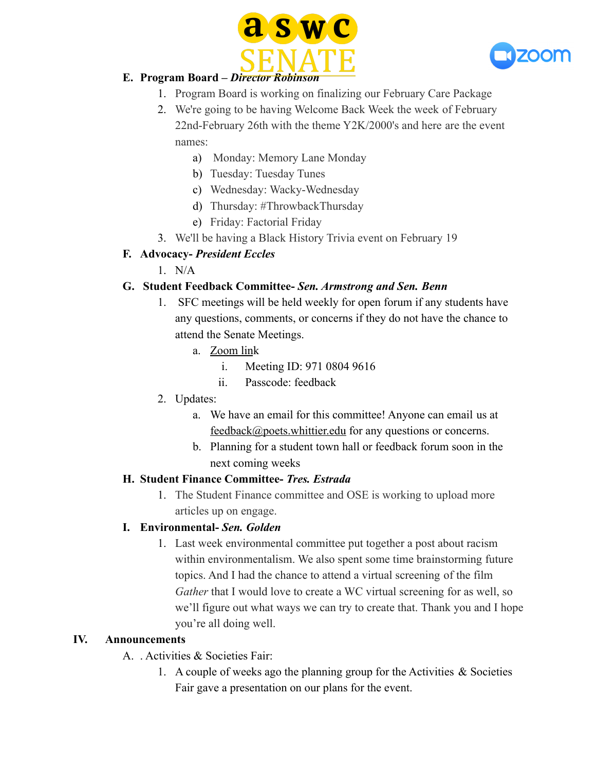E. **Program Board – *Director Robinson***

1. Program Board is working on finalizing our February Care Package
2. We're going to be having Welcome Back Week the week of February 22nd-February 26th with the theme Y2K/2000's and here are the event names:
    a) Monday: Memory Lane Monday
    b) Tuesday: Tuesday Tunes
    c) Wednesday: Wacky-Wednesday
    d) Thursday: #ThrowbackThursday
    e) Friday: Factorial Friday
3. We'll be having a Black History Trivia event on February 19

F. **Advocacy- *President Eccles***

1. N/A

G. **Student Feedback Committee- *Sen. Armstrong and Sen. Benn***

1. SFC meetings will be held weekly for open forum if any students have any questions, comments, or concerns if they do not have the chance to attend the Senate Meetings.
    a. Zoom link
        i. Meeting ID: 971 0804 9616
        ii. Passcode: feedback
2. Updates:
    a. We have an email for this committee! Anyone can email us at feedback@poets.whittier.edu for any questions or concerns.
    b. Planning for a student town hall or feedback forum soon in the next coming weeks

H. **Student Finance Committee- *Tres. Estrada***

1. The Student Finance committee and OSE is working to upload more articles up on engage.

I. **Environmental- *Sen. Golden***

1. Last week environmental committee put together a post about racism within environmentalism. We also spent some time brainstorming future topics. And I had the chance to attend a virtual screening of the film *Gather* that I would love to create a WC virtual screening for as well, so we'll figure out what ways we can try to create that. Thank you and I hope you're all doing well.

## IV. Announcements

A. . Activities & Societies Fair:

1. A couple of weeks ago the planning group for the Activities & Societies Fair gave a presentation on our plans for the event.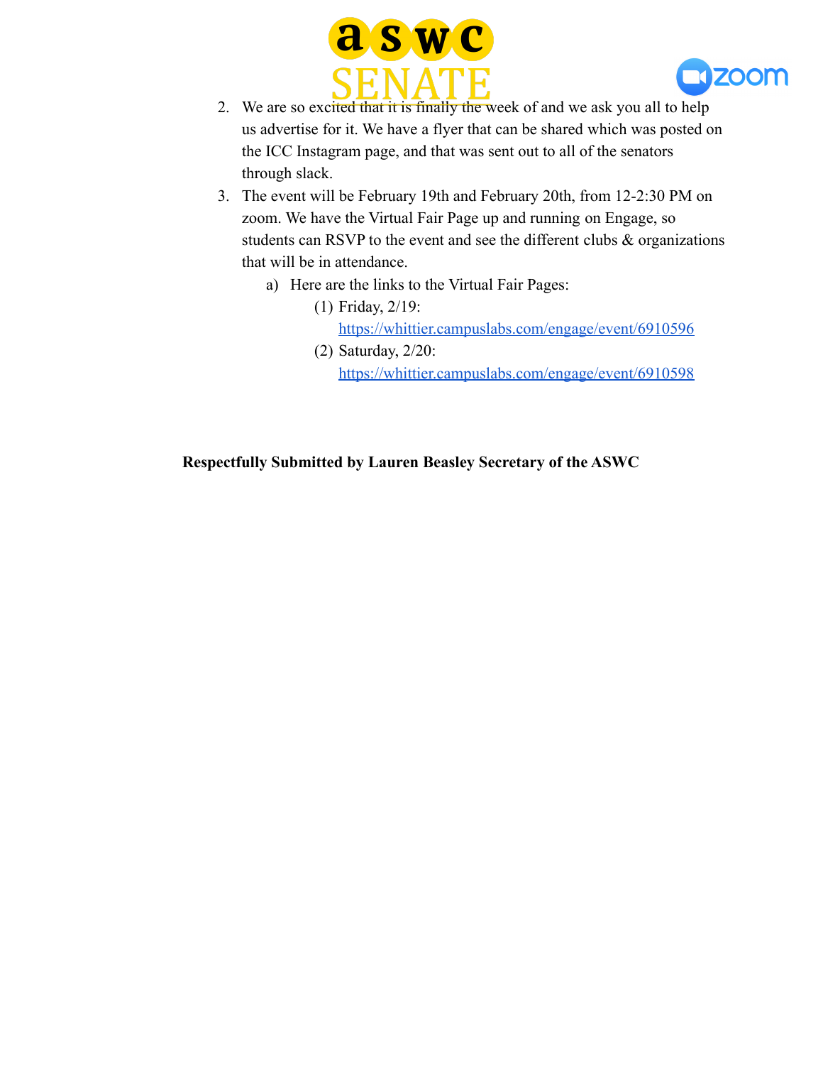2. We are so excited that it is finally the week of and we ask you all to help us advertise for it. We have a flyer that can be shared which was posted on the ICC Instagram page, and that was sent out to all of the senators through slack.
3. The event will be February 19th and February 20th, from 12-2:30 PM on zoom. We have the Virtual Fair Page up and running on Engage, so students can RSVP to the event and see the different clubs & organizations that will be in attendance.
    a) Here are the links to the Virtual Fair Pages:
        (1) Friday, 2/19: https://whittier.campuslabs.com/engage/event/6910596
        (2) Saturday, 2/20: https://whittier.campuslabs.com/engage/event/6910598

**Respectfully Submitted by Lauren Beasley Secretary of the ASWC**